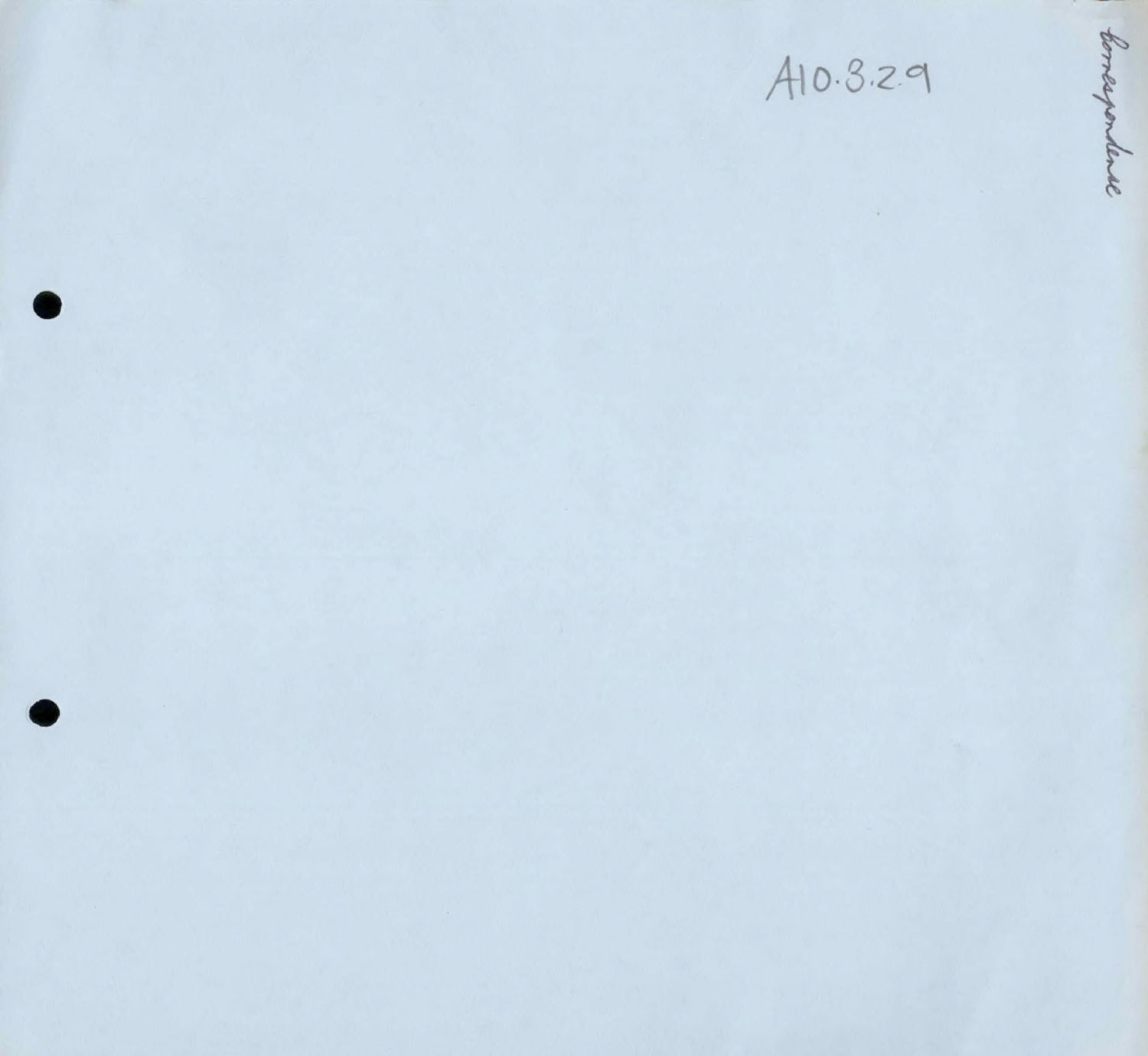A10.3.2.9

Correspondence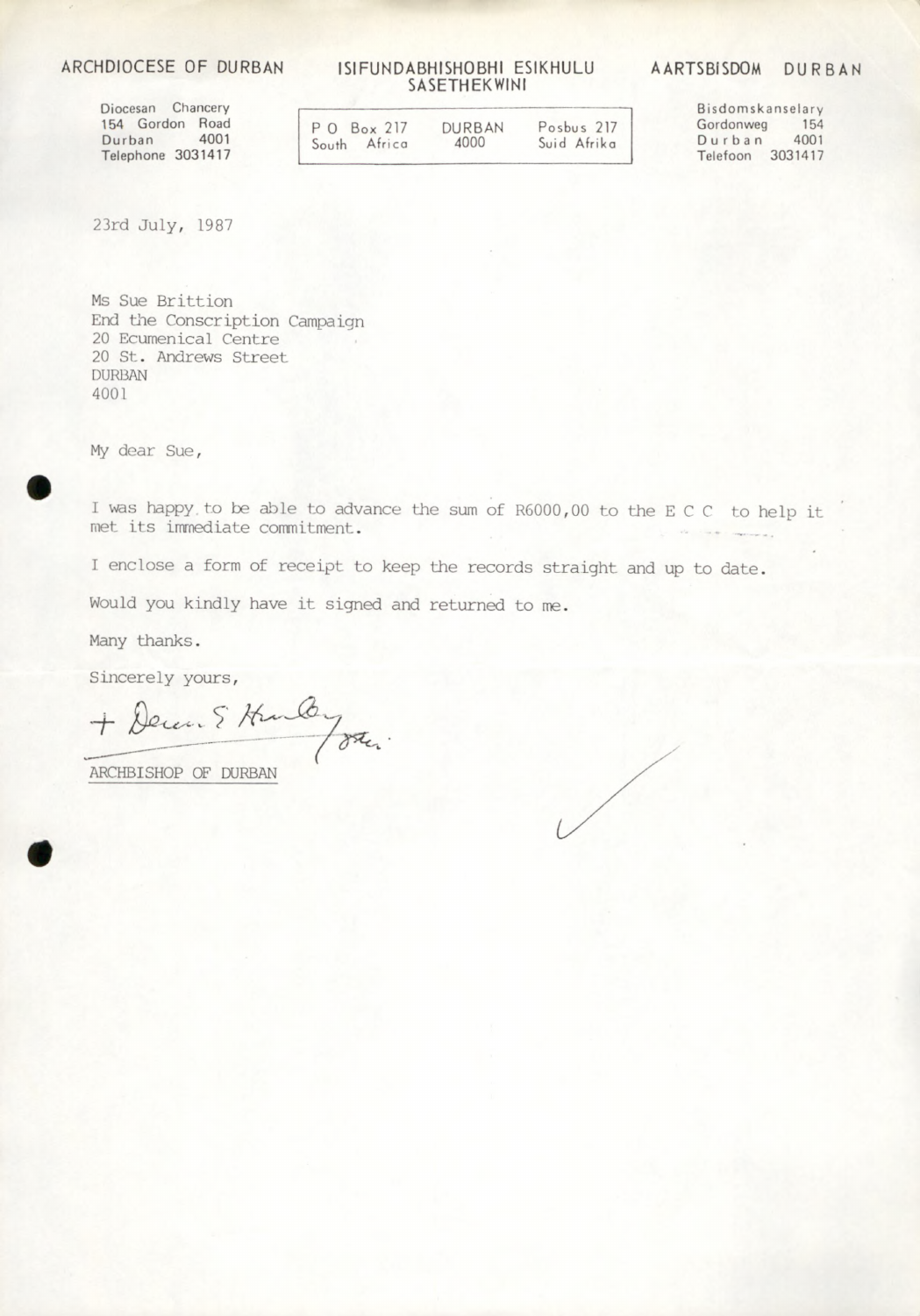ARCHDIOCESE OF DURBAN | ISIFUNDABHISHOBHI ESIKHULU SASETHEKWINI | AARTSBISDOM DURBAN

Diocesan Chancery
154 Gordon Road
Durban 4001
Telephone 3031417

P O Box 217 South Africa | DURBAN 4000 | Posbus 217 Suid Afrika

Bisdomskanselary
Gordonweg 154
Durban 4001
Telefoon 3031417

23rd July, 1987

Ms Sue Brittion
End the Conscription Campaign
20 Ecumenical Centre
20 St. Andrews Street
DURBAN
4001

My dear Sue,

I was happy to be able to advance the sum of R6000,00 to the E C C to help it met its immediate commitment.

I enclose a form of receipt to keep the records straight and up to date.

Would you kindly have it signed and returned to me.

Many thanks.

Sincerely yours,

+ Denis E Hurley

ARCHBISHOP OF DURBAN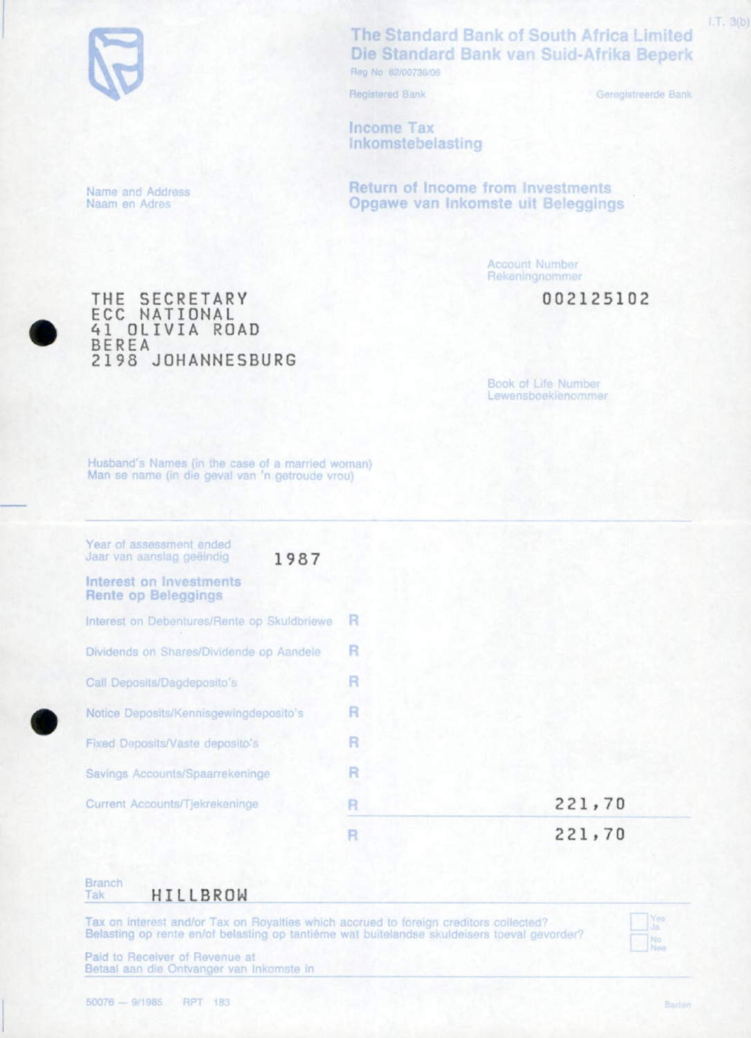I.T. 3(b)

**The Standard Bank of South Africa Limited**
**Die Standard Bank van Suid-Afrika Beperk**

Reg No 62/00738/06

Registered Bank — Geregistreerde Bank

## Income Tax
## Inkomstebelasting

## Return of Income from Investments
## Opgawe van Inkomste uit Beleggings

Name and Address
Naam en Adres

THE SECRETARY
ECC NATIONAL
41 OLIVIA ROAD
BEREA
2198 JOHANNESBURG

Account Number
Rekeningnommer

002125102

Book of Life Number
Lewensboekienommer

Husband's Names (in the case of a married woman)
Man se name (in die geval van 'n getroude vrou)

Year of assessment ended
Jaar van aanslag geëindig 1987

### Interest on Investments
### Rente op Beleggings

| | | |
|---|---|---|
| Interest on Debentures/Rente op Skuldbriewe | R | |
| Dividends on Shares/Dividende op Aandele | R | |
| Call Deposits/Dagdeposito's | R | |
| Notice Deposits/Kennisgewingdeposito's | R | |
| Fixed Deposits/Vaste deposito's | R | |
| Savings Accounts/Spaarrekeninge | R | |
| Current Accounts/Tjekrekeninge | R | 221,70 |
| | R | 221,70 |

Branch
Tak HILLBROW

Tax on interest and/or Tax on Royalties which accrued to foreign creditors collected?
Belasting op rente en/of belasting op tantième wat buitelandse skuldeisers toeval gevorder?

☐ Yes / Ja
☐ No / Nee

Paid to Receiver of Revenue at
Betaal aan die Ontvanger van Inkomste in

50076 — 9/1985 RPT 183

Barlan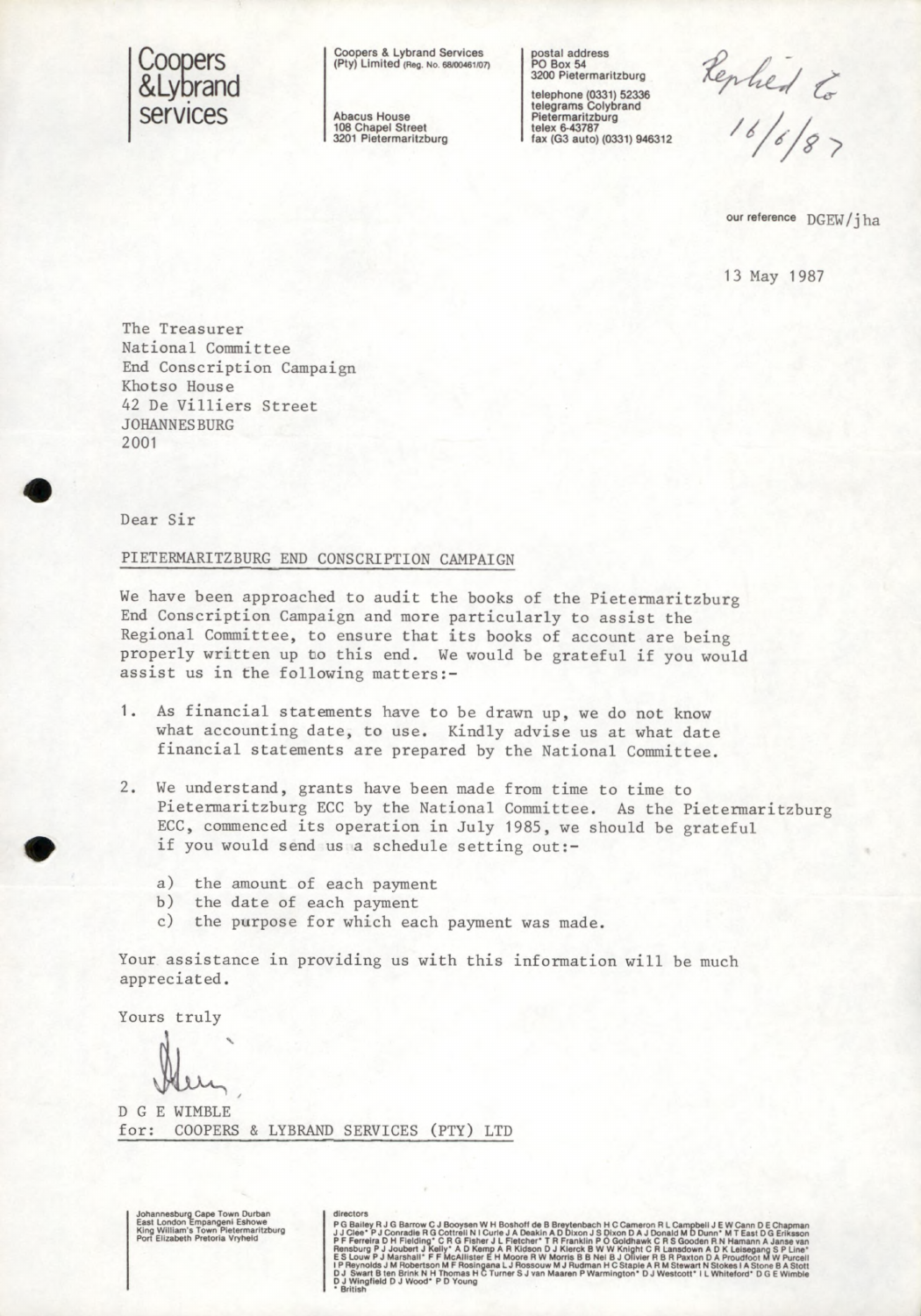Coopers & Lybrand services

Coopers & Lybrand Services (Pty) Limited (Reg. No. 68/00461/07)

Abacus House
108 Chapel Street
3201 Pietermaritzburg

postal address
PO Box 54
3200 Pietermaritzburg

telephone (0331) 52336
telegrams Colybrand Pietermaritzburg
telex 6-43787
fax (G3 auto) (0331) 946312

Replied to 16/6/87

our reference DGEW/jha

13 May 1987

The Treasurer
National Committee
End Conscription Campaign
Khotso House
42 De Villiers Street
JOHANNESBURG
2001

Dear Sir

PIETERMARITZBURG END CONSCRIPTION CAMPAIGN

We have been approached to audit the books of the Pietermaritzburg End Conscription Campaign and more particularly to assist the Regional Committee, to ensure that its books of account are being properly written up to this end. We would be grateful if you would assist us in the following matters:-

1. As financial statements have to be drawn up, we do not know what accounting date, to use. Kindly advise us at what date financial statements are prepared by the National Committee.

2. We understand, grants have been made from time to time to Pietermaritzburg ECC by the National Committee. As the Pietermaritzburg ECC, commenced its operation in July 1985, we should be grateful if you would send us a schedule setting out:-

   a) the amount of each payment
   b) the date of each payment
   c) the purpose for which each payment was made.

Your assistance in providing us with this information will be much appreciated.

Yours truly

D G E WIMBLE
for: COOPERS & LYBRAND SERVICES (PTY) LTD

Johannesburg Cape Town Durban East London Empangeni Eshowe King William's Town Pietermaritzburg Port Elizabeth Pretoria Vryheid

directors
P G Bailey R J G Barrow C J Booysen W H Boshoff de B Breytenbach H C Cameron R L Campbell J E W Cann D E Chapman J J Clee* P J Conradie R G Cottrell N I Curle J A Deakin A D Dixon J S Dixon D A J Donald M D Dunn* M T East D G Eriksson P F Ferreira D H Fielding* C R G Fisher J L Fletcher* T R Franklin P O Goldhawk C R S Gooden R N Hamann A Janse van Rensburg P J Joubert J Kelly* A D Kemp A R Kidson D J Klerck B W W Knight C R Lansdown A D K Leisegang S P Line* E S Louw P J Marshall* F F McAllister E H Moore R W Morris B B Nel B J Olivier R B R Paxton D A Proudfoot M W Purcell I P Reynolds J M Robertson M F Rosingana L J Rossouw M J Rudman H C Staple A R M Stewart N Stokes I A Stone B A Stott D J Swart B ten Brink N H Thomas H C Turner S J van Maaren P Warmington* D J Westcott* I L Whiteford* D G E Wimble D J Wingfield D J Wood* P D Young
* British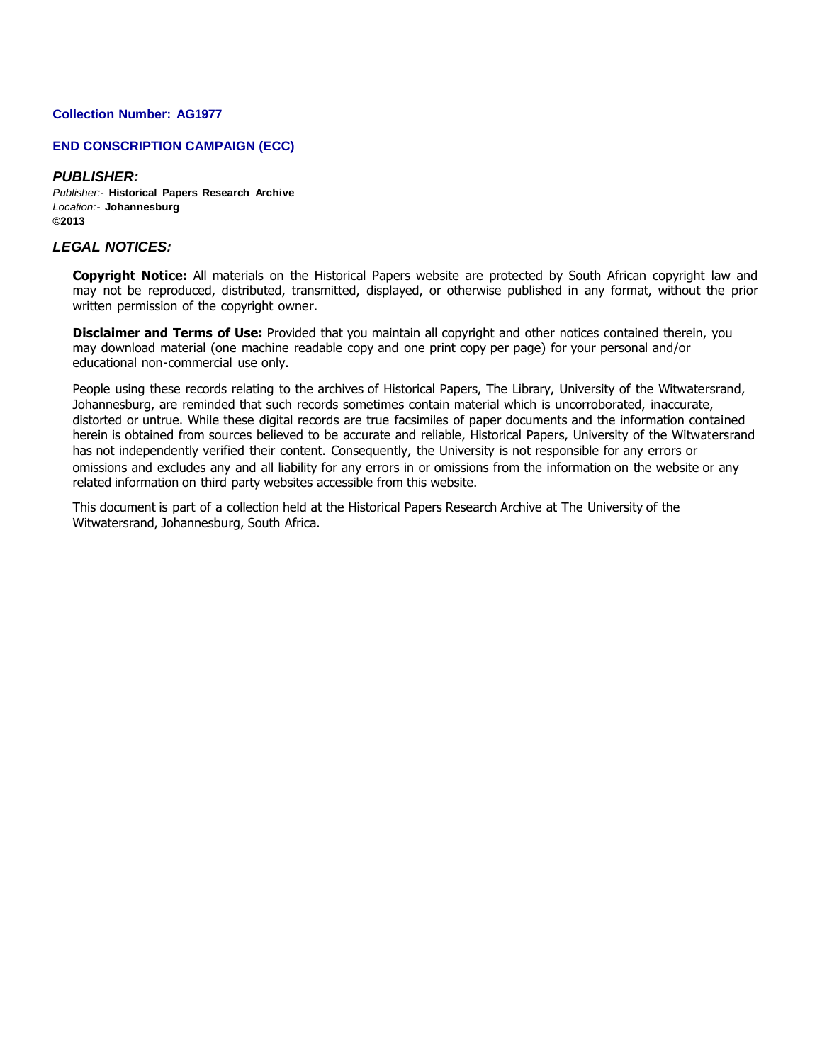**Collection Number: AG1977**

**END CONSCRIPTION CAMPAIGN (ECC)**

## *PUBLISHER:*

*Publisher:-* **Historical Papers Research Archive**
*Location:-* **Johannesburg**
**©2013**

## *LEGAL NOTICES:*

**Copyright Notice:** All materials on the Historical Papers website are protected by South African copyright law and may not be reproduced, distributed, transmitted, displayed, or otherwise published in any format, without the prior written permission of the copyright owner.

**Disclaimer and Terms of Use:** Provided that you maintain all copyright and other notices contained therein, you may download material (one machine readable copy and one print copy per page) for your personal and/or educational non-commercial use only.

People using these records relating to the archives of Historical Papers, The Library, University of the Witwatersrand, Johannesburg, are reminded that such records sometimes contain material which is uncorroborated, inaccurate, distorted or untrue. While these digital records are true facsimiles of paper documents and the information contained herein is obtained from sources believed to be accurate and reliable, Historical Papers, University of the Witwatersrand has not independently verified their content. Consequently, the University is not responsible for any errors or omissions and excludes any and all liability for any errors in or omissions from the information on the website or any related information on third party websites accessible from this website.

This document is part of a collection held at the Historical Papers Research Archive at The University of the Witwatersrand, Johannesburg, South Africa.